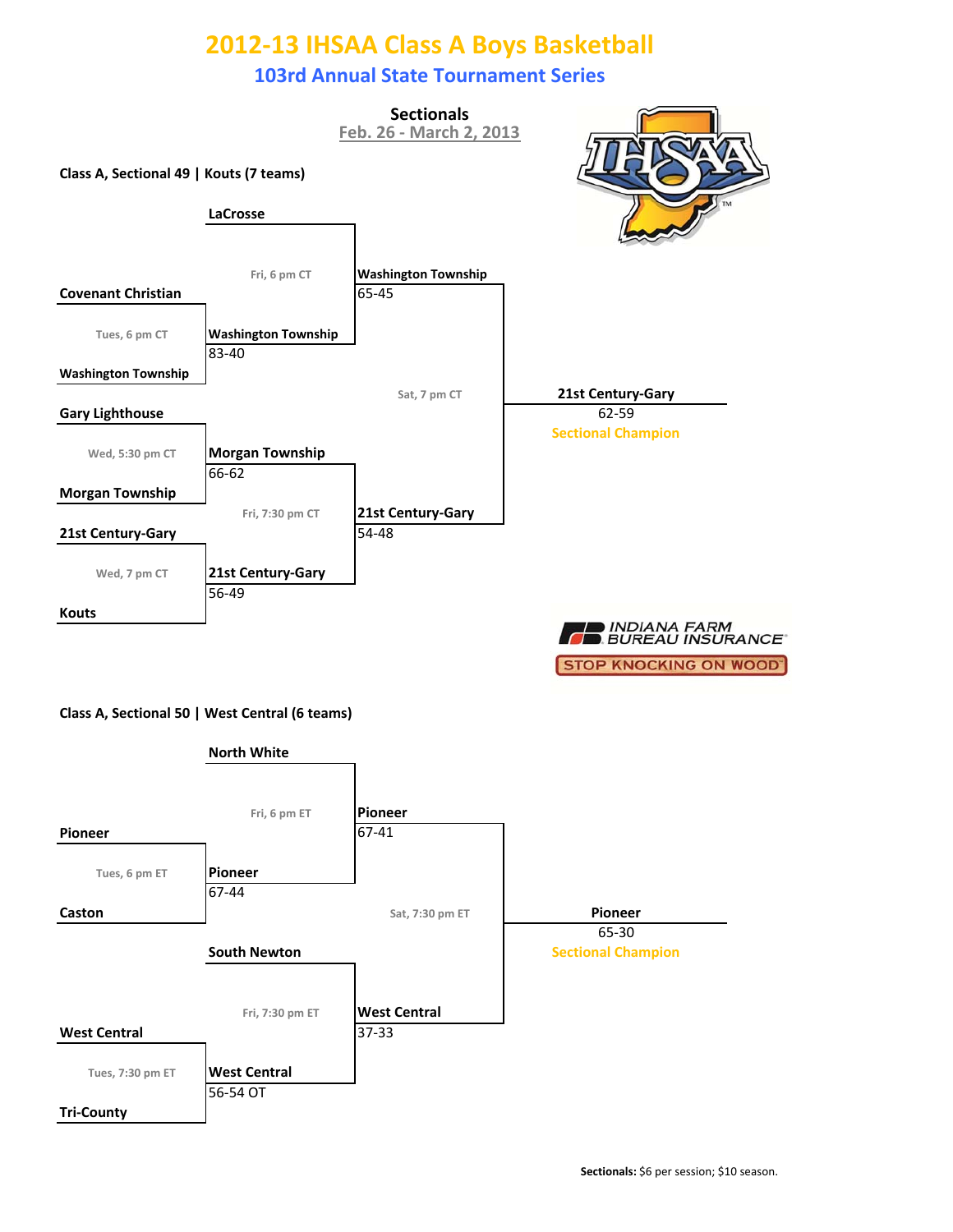# 2012-13 IHSAA Class A Boys Basketball

## 103rd Annual State Tournament Series

**Sectionals**
Feb. 26 - March 2, 2013

### Class A, Sectional 49 | Kouts (7 teams)

**First Round**

- Tues, 6 pm CT: Covenant Christian vs. Washington Township — **Washington Township** 83-40
- Wed, 5:30 pm CT: Gary Lighthouse vs. Morgan Township — **Morgan Township** 66-62
- Wed, 7 pm CT: 21st Century-Gary vs. Kouts — **21st Century-Gary** 56-49

**Semifinals**

- Fri, 6 pm CT: LaCrosse vs. Washington Township — **Washington Township** 65-45
- Fri, 7:30 pm CT: Morgan Township vs. 21st Century-Gary — **21st Century-Gary** 54-48

**Final**

- Sat, 7 pm CT: Washington Township vs. 21st Century-Gary — **21st Century-Gary** 62-59

**Sectional Champion: 21st Century-Gary**

INDIANA FARM BUREAU INSURANCE — STOP KNOCKING ON WOOD

### Class A, Sectional 50 | West Central (6 teams)

**First Round**

- Tues, 6 pm ET: Pioneer vs. Caston — **Pioneer** 67-44
- Tues, 7:30 pm ET: West Central vs. Tri-County — **West Central** 56-54 OT

**Semifinals**

- Fri, 6 pm ET: North White vs. Pioneer — **Pioneer** 67-41
- Fri, 7:30 pm ET: South Newton vs. West Central — **West Central** 37-33

**Final**

- Sat, 7:30 pm ET: Pioneer vs. West Central — **Pioneer** 65-30

**Sectional Champion: Pioneer**

**Sectionals:** $6 per session; $10 season.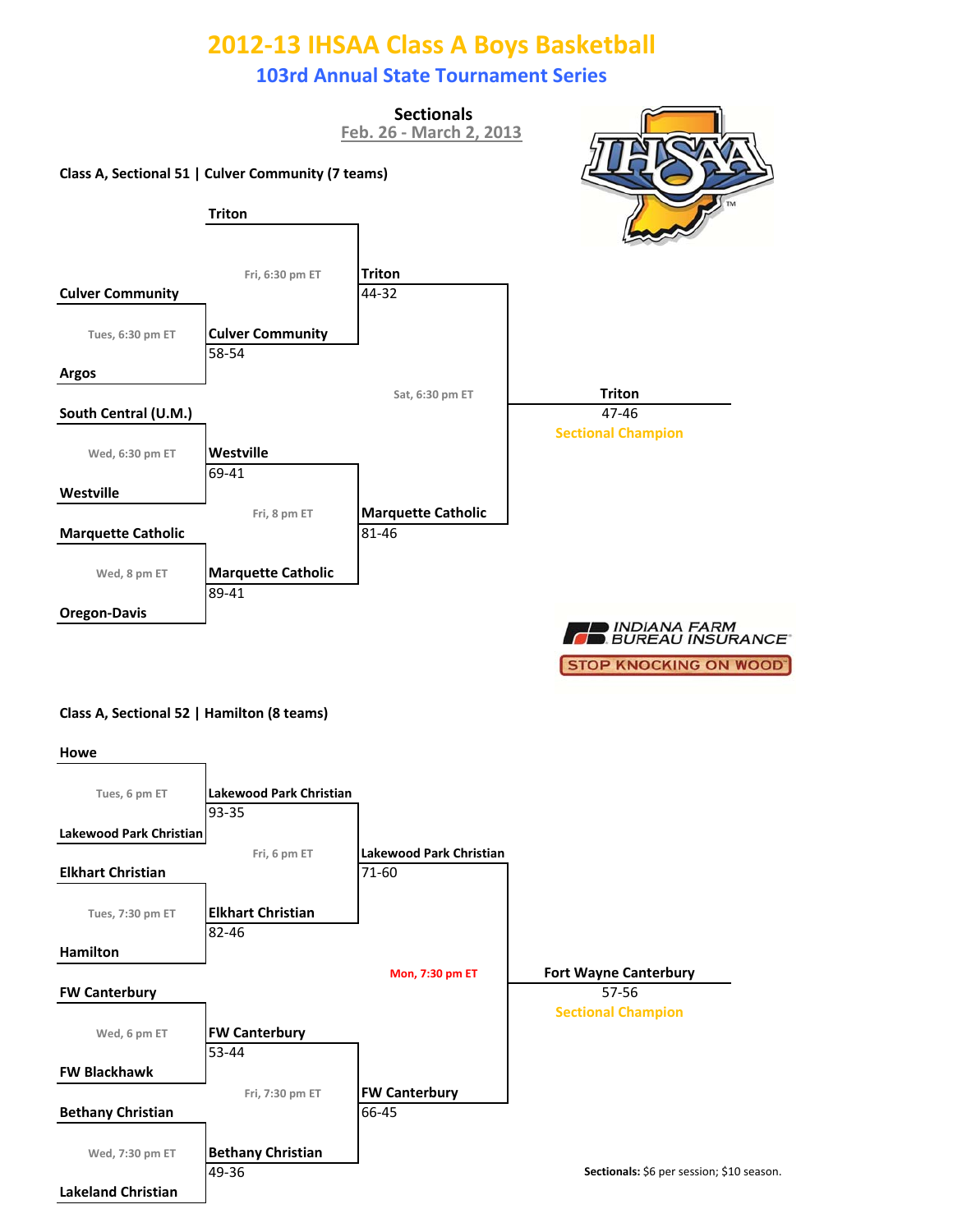# 2012-13 IHSAA Class A Boys Basketball

## 103rd Annual State Tournament Series

### Sectionals

Feb. 26 - March 2, 2013

**Class A, Sectional 51 | Culver Community (7 teams)**

**First Round**

- Tues, 6:30 pm ET: Culver Community vs. Argos — **Culver Community** 58-54
- Wed, 6:30 pm ET: South Central (U.M.) vs. Westville — **Westville** 69-41
- Wed, 8 pm ET: Marquette Catholic vs. Oregon-Davis — **Marquette Catholic** 89-41

**Semifinals**

- Fri, 6:30 pm ET: Triton vs. Culver Community — **Triton** 44-32
- Fri, 8 pm ET: Westville vs. Marquette Catholic — **Marquette Catholic** 81-46

**Championship**

- Sat, 6:30 pm ET: Triton vs. Marquette Catholic — **Triton** 47-46

**Sectional Champion: Triton**

INDIANA FARM BUREAU INSURANCE — STOP KNOCKING ON WOOD

**Class A, Sectional 52 | Hamilton (8 teams)**

**First Round**

- Tues, 6 pm ET: Howe vs. Lakewood Park Christian — **Lakewood Park Christian** 93-35
- Tues, 7:30 pm ET: Elkhart Christian vs. Hamilton — **Elkhart Christian** 82-46
- Wed, 6 pm ET: FW Canterbury vs. FW Blackhawk — **FW Canterbury** 53-44
- Wed, 7:30 pm ET: Bethany Christian vs. Lakeland Christian — **Bethany Christian** 49-36

**Semifinals**

- Fri, 6 pm ET: Lakewood Park Christian vs. Elkhart Christian — **Lakewood Park Christian** 71-60
- Fri, 7:30 pm ET: FW Canterbury vs. Bethany Christian — **FW Canterbury** 66-45

**Championship**

- Mon, 7:30 pm ET: Lakewood Park Christian vs. FW Canterbury — **Fort Wayne Canterbury** 57-56

**Sectional Champion: Fort Wayne Canterbury**

**Sectionals:** $6 per session; $10 season.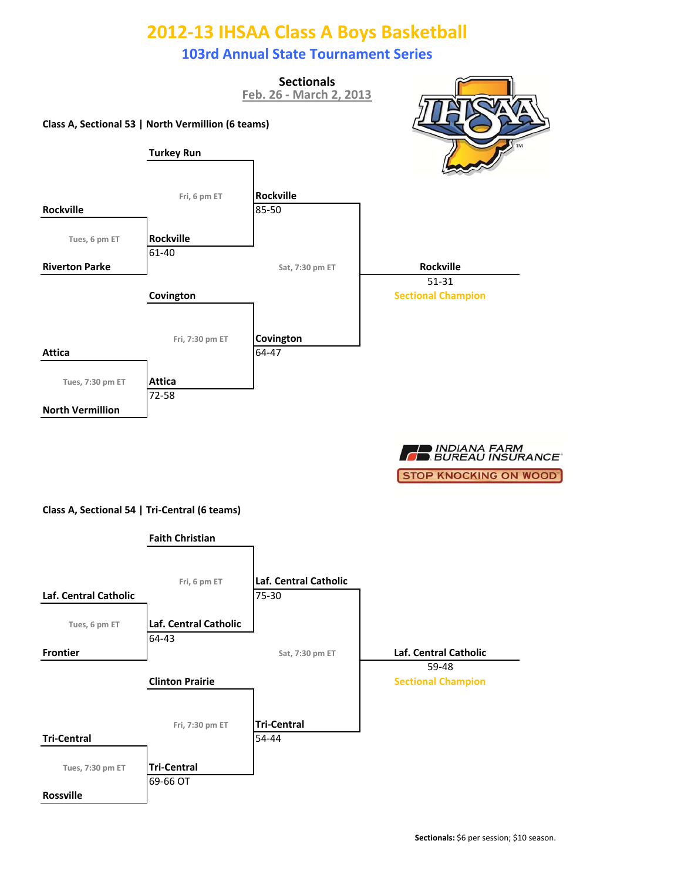# 2012-13 IHSAA Class A Boys Basketball

## 103rd Annual State Tournament Series

### Sectionals

Feb. 26 - March 2, 2013

**Class A, Sectional 53 | North Vermillion (6 teams)**

| Round | Time | Matchup | Winner | Score |
|---|---|---|---|---|
| First Round | Tues, 6 pm ET | Rockville vs. Riverton Parke | Rockville | 61-40 |
| First Round | Tues, 7:30 pm ET | Attica vs. North Vermillion | Attica | 72-58 |
| Semifinal | Fri, 6 pm ET | Turkey Run vs. Rockville | Rockville | 85-50 |
| Semifinal | Fri, 7:30 pm ET | Covington vs. Attica | Covington | 64-47 |
| Championship | Sat, 7:30 pm ET | Rockville vs. Covington | Rockville | 51-31 |

**Rockville** 51-31 — Sectional Champion

INDIANA FARM BUREAU INSURANCE — STOP KNOCKING ON WOOD

**Class A, Sectional 54 | Tri-Central (6 teams)**

| Round | Time | Matchup | Winner | Score |
|---|---|---|---|---|
| First Round | Tues, 6 pm ET | Laf. Central Catholic vs. Frontier | Laf. Central Catholic | 64-43 |
| First Round | Tues, 7:30 pm ET | Tri-Central vs. Rossville | Tri-Central | 69-66 OT |
| Semifinal | Fri, 6 pm ET | Faith Christian vs. Laf. Central Catholic | Laf. Central Catholic | 75-30 |
| Semifinal | Fri, 7:30 pm ET | Clinton Prairie vs. Tri-Central | Tri-Central | 54-44 |
| Championship | Sat, 7:30 pm ET | Laf. Central Catholic vs. Tri-Central | Laf. Central Catholic | 59-48 |

**Laf. Central Catholic** 59-48 — Sectional Champion

**Sectionals:** $6 per session; $10 season.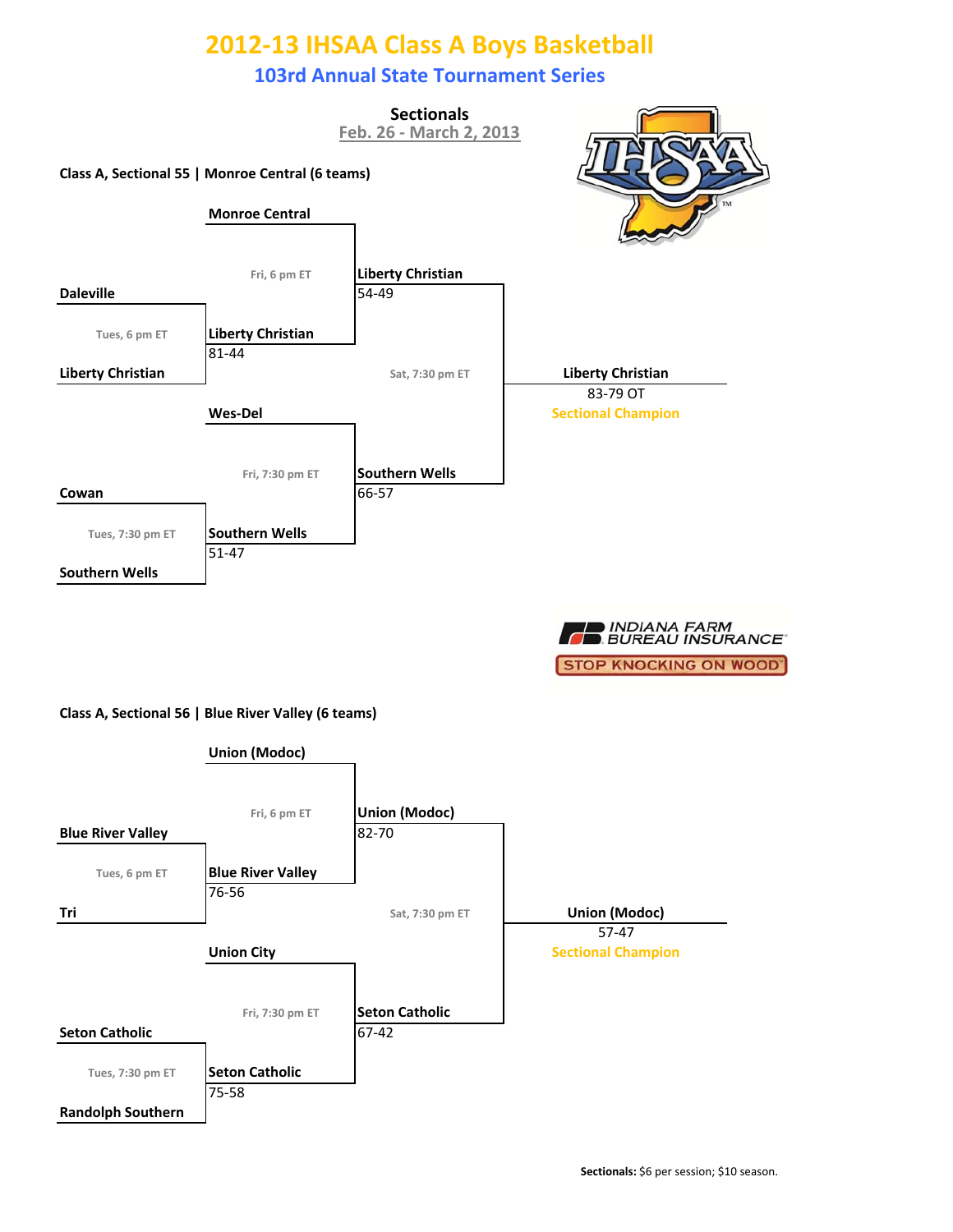# 2012-13 IHSAA Class A Boys Basketball

## 103rd Annual State Tournament Series

**Sectionals**
Feb. 26 - March 2, 2013

### Class A, Sectional 55 | Monroe Central (6 teams)

**Tues, 6 pm ET:** Daleville vs. Liberty Christian — **Liberty Christian** 81-44

**Tues, 7:30 pm ET:** Cowan vs. Southern Wells — **Southern Wells** 51-47

**Fri, 6 pm ET:** Monroe Central vs. Liberty Christian — **Liberty Christian** 54-49

**Fri, 7:30 pm ET:** Wes-Del vs. Southern Wells — **Southern Wells** 66-57

**Sat, 7:30 pm ET:** Liberty Christian vs. Southern Wells — **Liberty Christian** 83-79 OT

**Sectional Champion:** Liberty Christian

INDIANA FARM BUREAU INSURANCE
STOP KNOCKING ON WOOD

### Class A, Sectional 56 | Blue River Valley (6 teams)

**Tues, 6 pm ET:** Blue River Valley vs. Tri — **Blue River Valley** 76-56

**Tues, 7:30 pm ET:** Seton Catholic vs. Randolph Southern — **Seton Catholic** 75-58

**Fri, 6 pm ET:** Union (Modoc) vs. Blue River Valley — **Union (Modoc)** 82-70

**Fri, 7:30 pm ET:** Union City vs. Seton Catholic — **Seton Catholic** 67-42

**Sat, 7:30 pm ET:** Union (Modoc) vs. Seton Catholic — **Union (Modoc)** 57-47

**Sectional Champion:** Union (Modoc)

**Sectionals:** $6 per session; $10 season.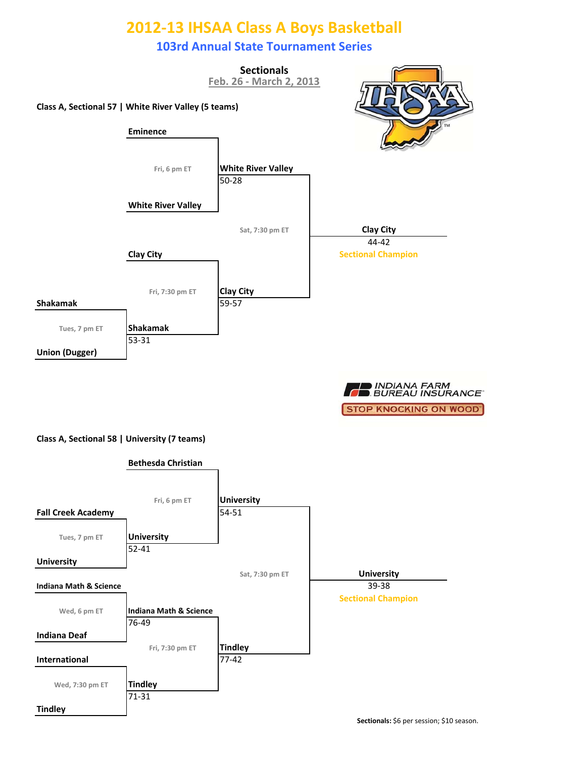# 2012-13 IHSAA Class A Boys Basketball

## 103rd Annual State Tournament Series

### Sectionals

Feb. 26 - March 2, 2013

**Class A, Sectional 57 | White River Valley (5 teams)**

| Round | Game | Time | Winner | Score |
|---|---|---|---|---|
| First Round | Shakamak vs. Union (Dugger) | Tues, 7 pm ET | Shakamak | 53-31 |
| Semifinal | Eminence vs. White River Valley | Fri, 6 pm ET | White River Valley | 50-28 |
| Semifinal | Clay City vs. Shakamak | Fri, 7:30 pm ET | Clay City | 59-57 |
| Final | White River Valley vs. Clay City | Sat, 7:30 pm ET | Clay City | 44-42 |

**Clay City** 44-42 — Sectional Champion

INDIANA FARM BUREAU INSURANCE — STOP KNOCKING ON WOOD

**Class A, Sectional 58 | University (7 teams)**

| Round | Game | Time | Winner | Score |
|---|---|---|---|---|
| First Round | Fall Creek Academy vs. University | Tues, 7 pm ET | University | 52-41 |
| First Round | Indiana Math & Science vs. Indiana Deaf | Wed, 6 pm ET | Indiana Math & Science | 76-49 |
| First Round | International vs. Tindley | Wed, 7:30 pm ET | Tindley | 71-31 |
| Semifinal | Bethesda Christian vs. University | Fri, 6 pm ET | University | 54-51 |
| Semifinal | Indiana Math & Science vs. Tindley | Fri, 7:30 pm ET | Tindley | 77-42 |
| Final | University vs. Tindley | Sat, 7:30 pm ET | University | 39-38 |

**University** 39-38 — Sectional Champion

**Sectionals:** $6 per session; $10 season.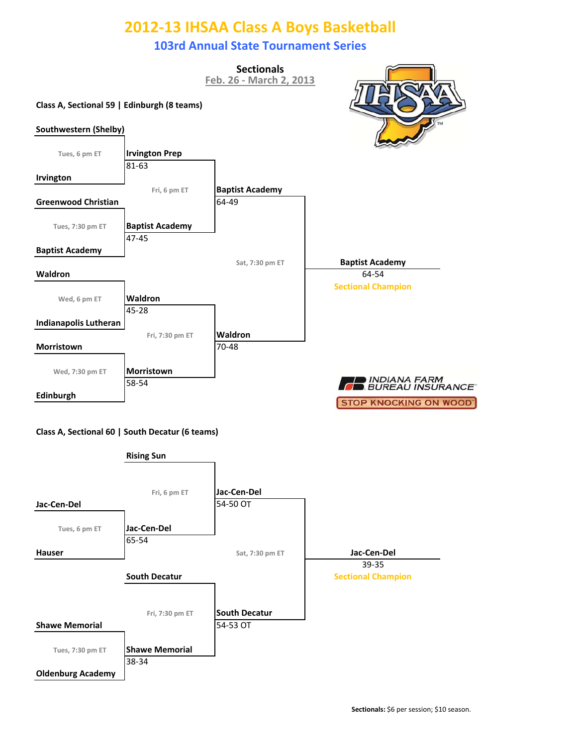# 2012-13 IHSAA Class A Boys Basketball

## 103rd Annual State Tournament Series

**Sectionals**
Feb. 26 - March 2, 2013

### Class A, Sectional 59 | Edinburgh (8 teams)

**First Round**

| Game | Time | Teams | Winner | Score |
|---|---|---|---|---|
| 1 | Tues, 6 pm ET | Southwestern (Shelby) vs. Irvington | Irvington Prep | 81-63 |
| 2 | Tues, 7:30 pm ET | Greenwood Christian vs. Baptist Academy | Baptist Academy | 47-45 |
| 3 | Wed, 6 pm ET | Waldron vs. Indianapolis Lutheran | Waldron | 45-28 |
| 4 | Wed, 7:30 pm ET | Morristown vs. Edinburgh | Morristown | 58-54 |

**Semifinals**

| Time | Teams | Winner | Score |
|---|---|---|---|
| Fri, 6 pm ET | Irvington Prep vs. Baptist Academy | Baptist Academy | 64-49 |
| Fri, 7:30 pm ET | Waldron vs. Morristown | Waldron | 70-48 |

**Championship**

| Time | Teams | Winner | Score |
|---|---|---|---|
| Sat, 7:30 pm ET | Baptist Academy vs. Waldron | Baptist Academy | 64-54 |

**Baptist Academy — Sectional Champion**

### Class A, Sectional 60 | South Decatur (6 teams)

**First Round**

| Time | Teams | Winner | Score |
|---|---|---|---|
| Tues, 6 pm ET | Jac-Cen-Del vs. Hauser | Jac-Cen-Del | 65-54 |
| Tues, 7:30 pm ET | Shawe Memorial vs. Oldenburg Academy | Shawe Memorial | 38-34 |

**Semifinals**

| Time | Teams | Winner | Score |
|---|---|---|---|
| Fri, 6 pm ET | Rising Sun vs. Jac-Cen-Del | Jac-Cen-Del | 54-50 OT |
| Fri, 7:30 pm ET | South Decatur vs. Shawe Memorial | South Decatur | 54-53 OT |

**Championship**

| Time | Teams | Winner | Score |
|---|---|---|---|
| Sat, 7:30 pm ET | Jac-Cen-Del vs. South Decatur | Jac-Cen-Del | 39-35 |

**Jac-Cen-Del — Sectional Champion**

INDIANA FARM BUREAU INSURANCE
STOP KNOCKING ON WOOD

**Sectionals:** $6 per session; $10 season.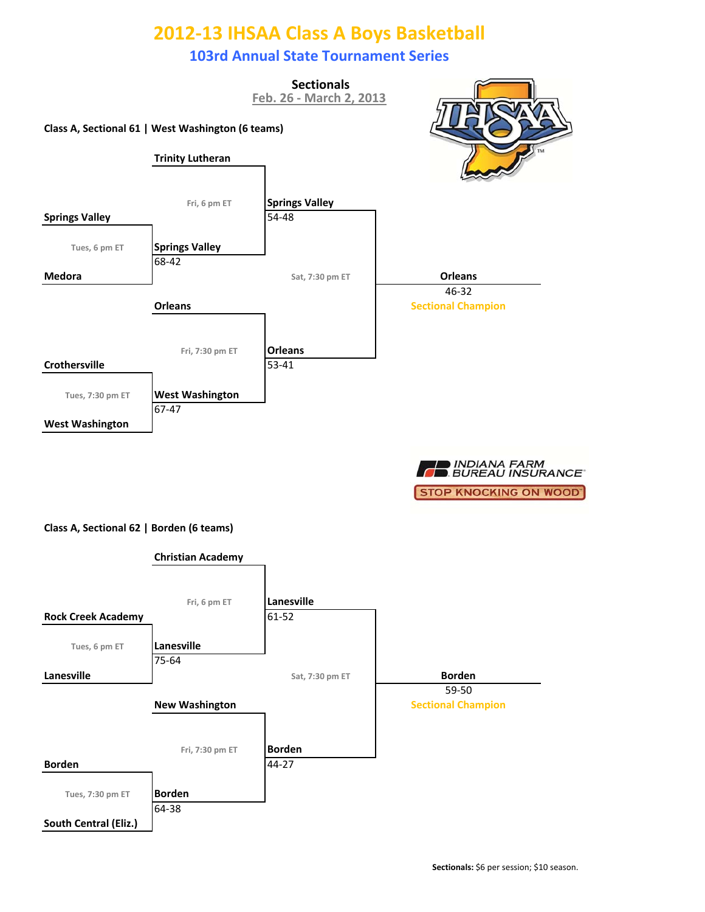# 2012-13 IHSAA Class A Boys Basketball

## 103rd Annual State Tournament Series

**Sectionals**
Feb. 26 - March 2, 2013

### Class A, Sectional 61 | West Washington (6 teams)

**First Round**

| Game | Time | Team | Team | Winner | Score |
|---|---|---|---|---|---|
| 1 | Tues, 6 pm ET | Springs Valley | Medora | Springs Valley | 68-42 |
| 2 | Tues, 7:30 pm ET | Crothersville | West Washington | West Washington | 67-47 |

**Semifinals**

| Game | Time | Team | Team | Winner | Score |
|---|---|---|---|---|---|
| 3 | Fri, 6 pm ET | Trinity Lutheran | Springs Valley | Springs Valley | 54-48 |
| 4 | Fri, 7:30 pm ET | Orleans | West Washington | Orleans | 53-41 |

**Championship**

| Time | Team | Team | Winner | Score |
|---|---|---|---|---|
| Sat, 7:30 pm ET | Springs Valley | Orleans | Orleans | 46-32 |

**Sectional Champion:** Orleans

### Class A, Sectional 62 | Borden (6 teams)

**First Round**

| Game | Time | Team | Team | Winner | Score |
|---|---|---|---|---|---|
| 1 | Tues, 6 pm ET | Rock Creek Academy | Lanesville | Lanesville | 75-64 |
| 2 | Tues, 7:30 pm ET | Borden | South Central (Eliz.) | Borden | 64-38 |

**Semifinals**

| Game | Time | Team | Team | Winner | Score |
|---|---|---|---|---|---|
| 3 | Fri, 6 pm ET | Christian Academy | Lanesville | Lanesville | 61-52 |
| 4 | Fri, 7:30 pm ET | New Washington | Borden | Borden | 44-27 |

**Championship**

| Time | Team | Team | Winner | Score |
|---|---|---|---|---|
| Sat, 7:30 pm ET | Lanesville | Borden | Borden | 59-50 |

**Sectional Champion:** Borden

**Sectionals:** $6 per session; $10 season.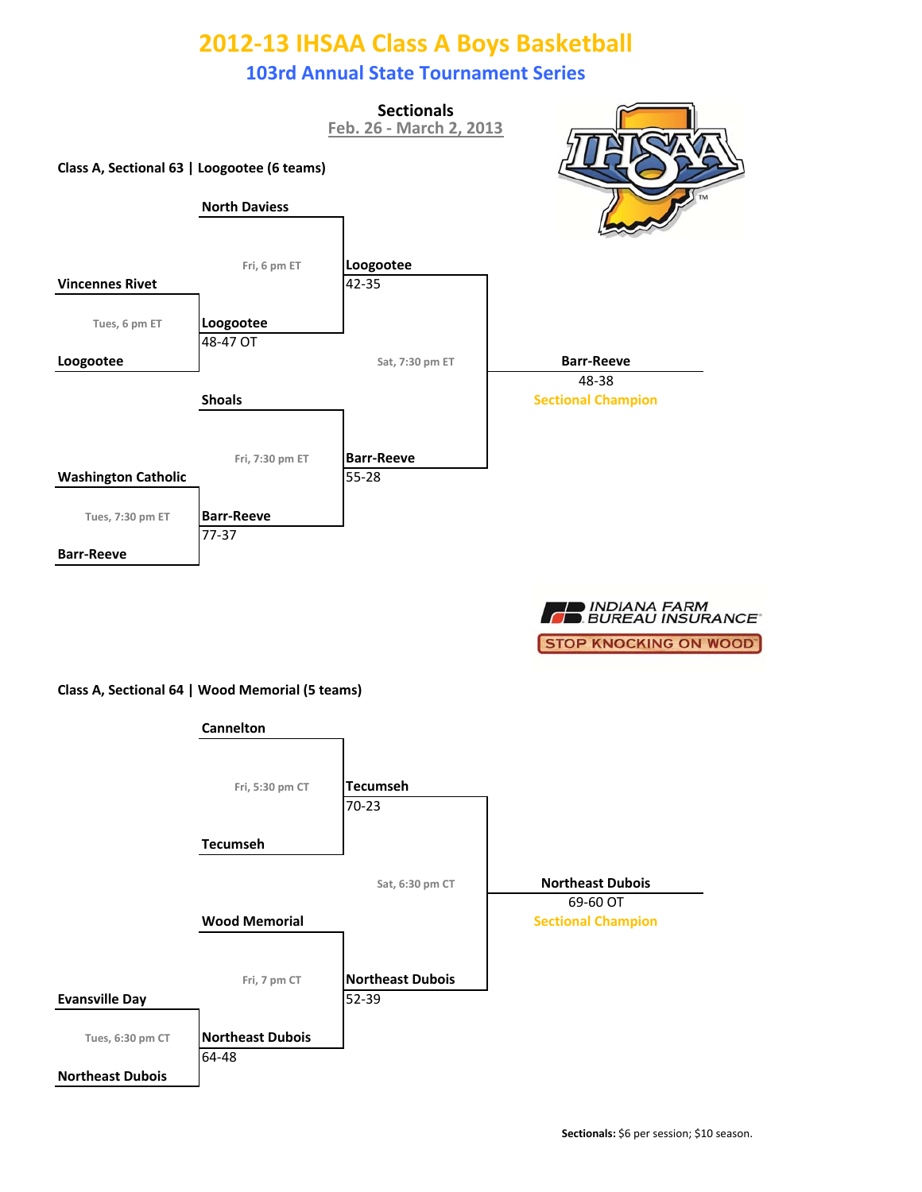# 2012-13 IHSAA Class A Boys Basketball

## 103rd Annual State Tournament Series

**Sectionals**

Feb. 26 - March 2, 2013

**Class A, Sectional 63 | Loogootee (6 teams)**

**North Daviess**

Fri, 6 pm ET

**Loogootee**
42-35

**Vincennes Rivet**

Tues, 6 pm ET

**Loogootee**
48-47 OT

**Loogootee**

Sat, 7:30 pm ET

**Barr-Reeve**
48-38
Sectional Champion

**Shoals**

Fri, 7:30 pm ET

**Barr-Reeve**
55-28

**Washington Catholic**

Tues, 7:30 pm ET

**Barr-Reeve**
77-37

**Barr-Reeve**

INDIANA FARM BUREAU INSURANCE
STOP KNOCKING ON WOOD

**Class A, Sectional 64 | Wood Memorial (5 teams)**

**Cannelton**

Fri, 5:30 pm CT

**Tecumseh**
70-23

**Tecumseh**

Sat, 6:30 pm CT

**Northeast Dubois**
69-60 OT
Sectional Champion

**Wood Memorial**

Fri, 7 pm CT

**Northeast Dubois**
52-39

**Evansville Day**

Tues, 6:30 pm CT

**Northeast Dubois**
64-48

**Northeast Dubois**

**Sectionals:** $6 per session; $10 season.